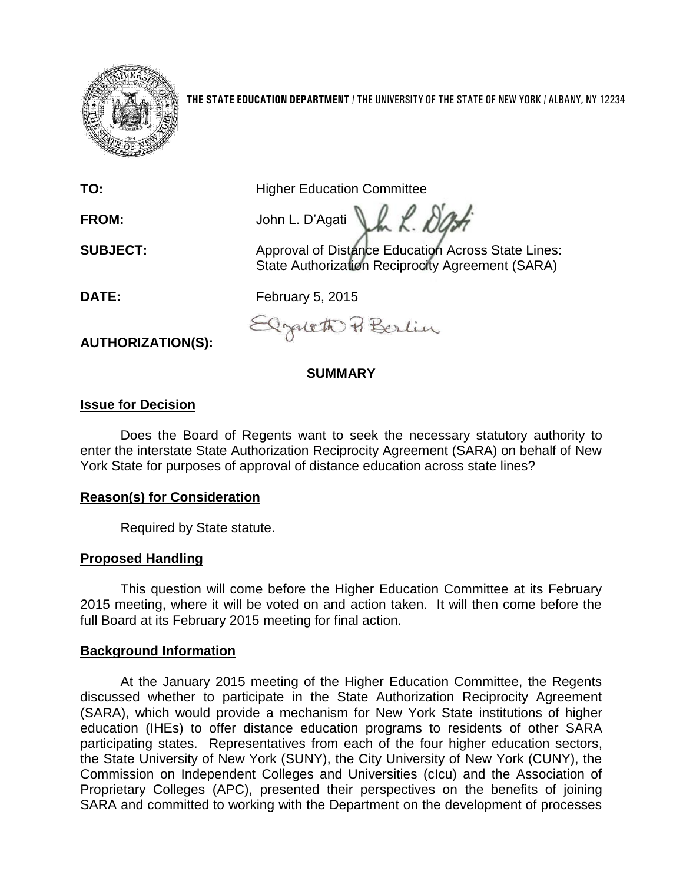**THE STATE EDUCATION DEPARTMENT** / THE UNIVERSITY OF THE STATE OF NEW YORK / ALBANY, NY 12234

**TO:** Higher Education Committee

**FROM:** John L. D'Agati

**SUBJECT:** Approval of Distance Education Across State Lines: State Authorization Reciprocity Agreement (SARA)

**DATE:** February 5, 2015

**AUTHORIZATION(S):**

## SUMMARY

### Issue for Decision

Does the Board of Regents want to seek the necessary statutory authority to enter the interstate State Authorization Reciprocity Agreement (SARA) on behalf of New York State for purposes of approval of distance education across state lines?

### Reason(s) for Consideration

Required by State statute.

### Proposed Handling

This question will come before the Higher Education Committee at its February 2015 meeting, where it will be voted on and action taken. It will then come before the full Board at its February 2015 meeting for final action.

### Background Information

At the January 2015 meeting of the Higher Education Committee, the Regents discussed whether to participate in the State Authorization Reciprocity Agreement (SARA), which would provide a mechanism for New York State institutions of higher education (IHEs) to offer distance education programs to residents of other SARA participating states. Representatives from each of the four higher education sectors, the State University of New York (SUNY), the City University of New York (CUNY), the Commission on Independent Colleges and Universities (cIcu) and the Association of Proprietary Colleges (APC), presented their perspectives on the benefits of joining SARA and committed to working with the Department on the development of processes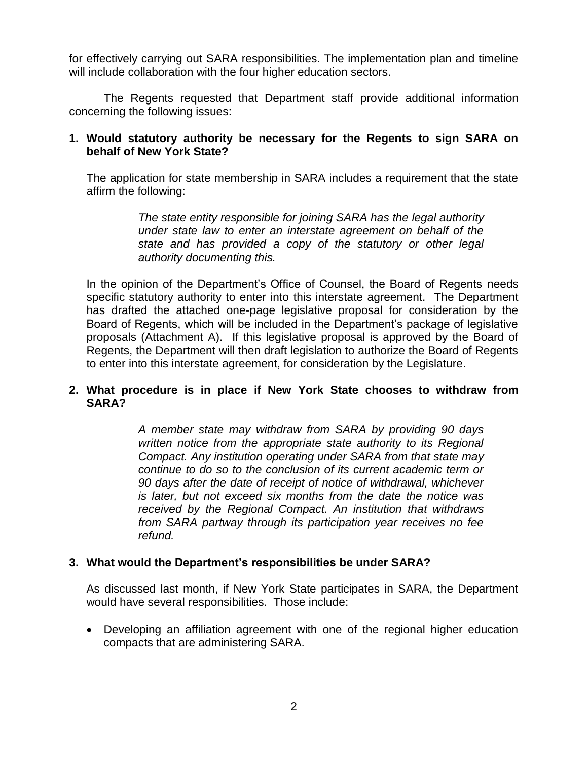for effectively carrying out SARA responsibilities. The implementation plan and timeline will include collaboration with the four higher education sectors.

The Regents requested that Department staff provide additional information concerning the following issues:

**1. Would statutory authority be necessary for the Regents to sign SARA on behalf of New York State?**

The application for state membership in SARA includes a requirement that the state affirm the following:

> *The state entity responsible for joining SARA has the legal authority under state law to enter an interstate agreement on behalf of the state and has provided a copy of the statutory or other legal authority documenting this.*

In the opinion of the Department's Office of Counsel, the Board of Regents needs specific statutory authority to enter into this interstate agreement. The Department has drafted the attached one-page legislative proposal for consideration by the Board of Regents, which will be included in the Department's package of legislative proposals (Attachment A). If this legislative proposal is approved by the Board of Regents, the Department will then draft legislation to authorize the Board of Regents to enter into this interstate agreement, for consideration by the Legislature.

**2. What procedure is in place if New York State chooses to withdraw from SARA?**

> *A member state may withdraw from SARA by providing 90 days written notice from the appropriate state authority to its Regional Compact. Any institution operating under SARA from that state may continue to do so to the conclusion of its current academic term or 90 days after the date of receipt of notice of withdrawal, whichever is later, but not exceed six months from the date the notice was received by the Regional Compact. An institution that withdraws from SARA partway through its participation year receives no fee refund.*

**3. What would the Department's responsibilities be under SARA?**

As discussed last month, if New York State participates in SARA, the Department would have several responsibilities. Those include:

- Developing an affiliation agreement with one of the regional higher education compacts that are administering SARA.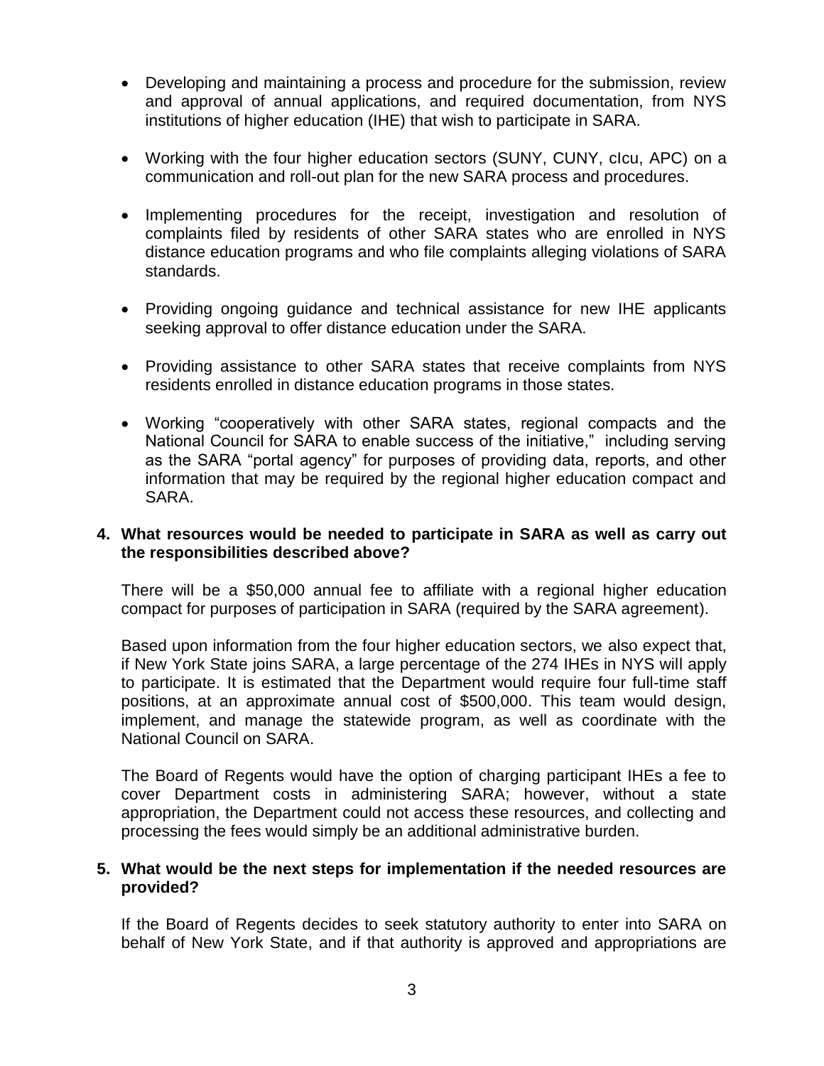- Developing and maintaining a process and procedure for the submission, review and approval of annual applications, and required documentation, from NYS institutions of higher education (IHE) that wish to participate in SARA.

- Working with the four higher education sectors (SUNY, CUNY, cIcu, APC) on a communication and roll-out plan for the new SARA process and procedures.

- Implementing procedures for the receipt, investigation and resolution of complaints filed by residents of other SARA states who are enrolled in NYS distance education programs and who file complaints alleging violations of SARA standards.

- Providing ongoing guidance and technical assistance for new IHE applicants seeking approval to offer distance education under the SARA.

- Providing assistance to other SARA states that receive complaints from NYS residents enrolled in distance education programs in those states.

- Working "cooperatively with other SARA states, regional compacts and the National Council for SARA to enable success of the initiative," including serving as the SARA "portal agency" for purposes of providing data, reports, and other information that may be required by the regional higher education compact and SARA.

**4. What resources would be needed to participate in SARA as well as carry out the responsibilities described above?**

There will be a $50,000 annual fee to affiliate with a regional higher education compact for purposes of participation in SARA (required by the SARA agreement).

Based upon information from the four higher education sectors, we also expect that, if New York State joins SARA, a large percentage of the 274 IHEs in NYS will apply to participate. It is estimated that the Department would require four full-time staff positions, at an approximate annual cost of $500,000. This team would design, implement, and manage the statewide program, as well as coordinate with the National Council on SARA.

The Board of Regents would have the option of charging participant IHEs a fee to cover Department costs in administering SARA; however, without a state appropriation, the Department could not access these resources, and collecting and processing the fees would simply be an additional administrative burden.

**5. What would be the next steps for implementation if the needed resources are provided?**

If the Board of Regents decides to seek statutory authority to enter into SARA on behalf of New York State, and if that authority is approved and appropriations are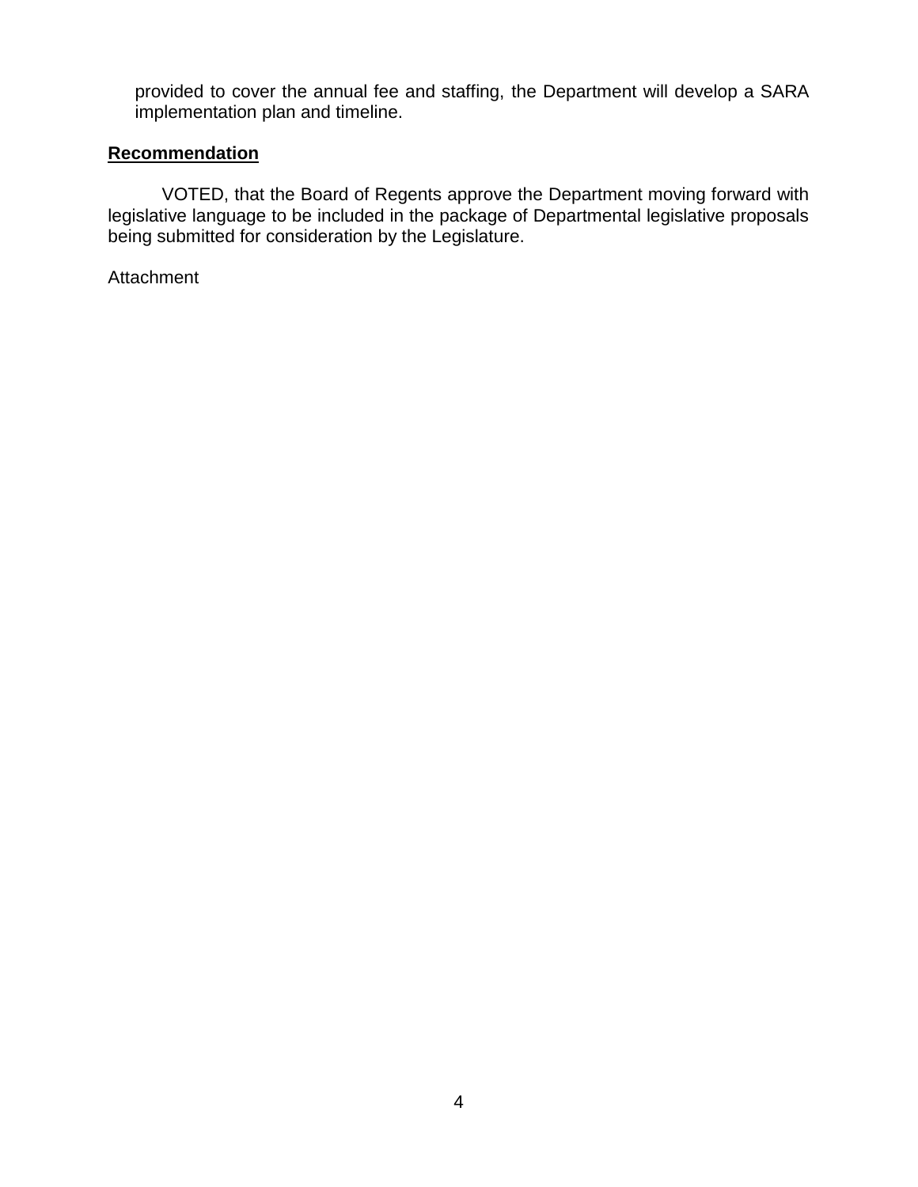provided to cover the annual fee and staffing, the Department will develop a SARA implementation plan and timeline.

## Recommendation

VOTED, that the Board of Regents approve the Department moving forward with legislative language to be included in the package of Departmental legislative proposals being submitted for consideration by the Legislature.

Attachment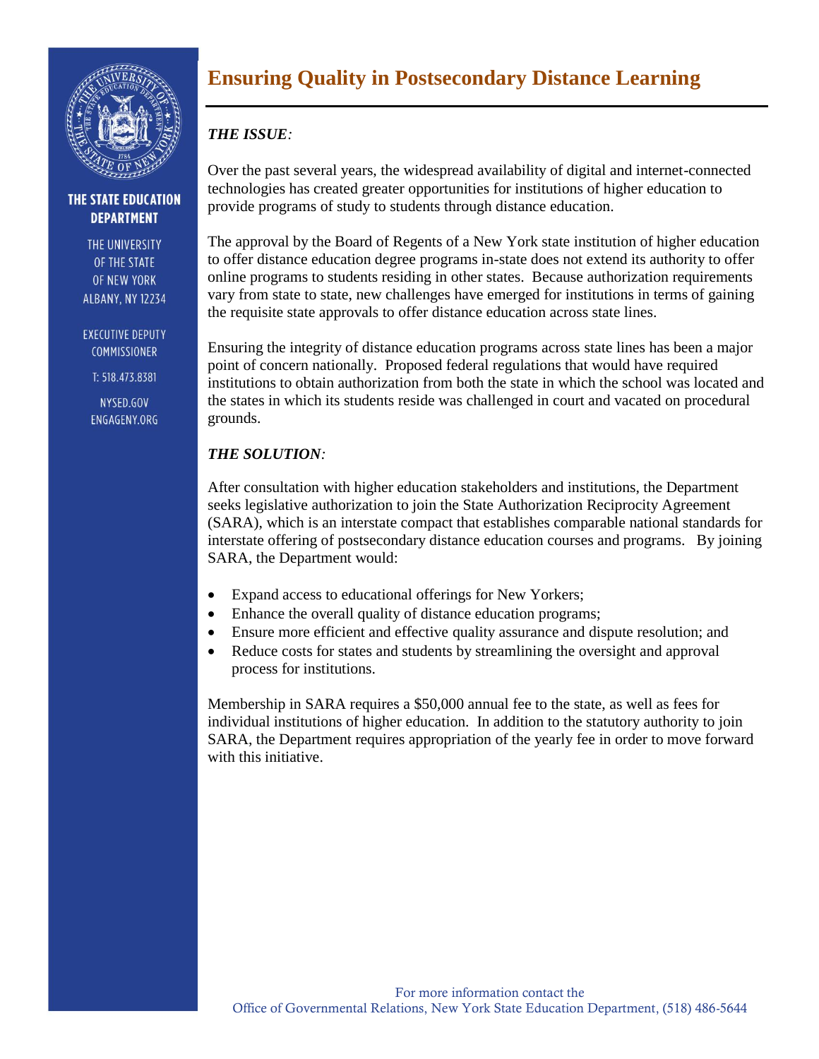THE STATE EDUCATION DEPARTMENT

THE UNIVERSITY OF THE STATE OF NEW YORK
ALBANY, NY 12234

EXECUTIVE DEPUTY COMMISSIONER

T: 518.473.8381

NYSED.GOV
ENGAGENY.ORG

# Ensuring Quality in Postsecondary Distance Learning

***THE ISSUE:***

Over the past several years, the widespread availability of digital and internet-connected technologies has created greater opportunities for institutions of higher education to provide programs of study to students through distance education.

The approval by the Board of Regents of a New York state institution of higher education to offer distance education degree programs in-state does not extend its authority to offer online programs to students residing in other states. Because authorization requirements vary from state to state, new challenges have emerged for institutions in terms of gaining the requisite state approvals to offer distance education across state lines.

Ensuring the integrity of distance education programs across state lines has been a major point of concern nationally. Proposed federal regulations that would have required institutions to obtain authorization from both the state in which the school was located and the states in which its students reside was challenged in court and vacated on procedural grounds.

***THE SOLUTION:***

After consultation with higher education stakeholders and institutions, the Department seeks legislative authorization to join the State Authorization Reciprocity Agreement (SARA), which is an interstate compact that establishes comparable national standards for interstate offering of postsecondary distance education courses and programs. By joining SARA, the Department would:

- Expand access to educational offerings for New Yorkers;
- Enhance the overall quality of distance education programs;
- Ensure more efficient and effective quality assurance and dispute resolution; and
- Reduce costs for states and students by streamlining the oversight and approval process for institutions.

Membership in SARA requires a $50,000 annual fee to the state, as well as fees for individual institutions of higher education. In addition to the statutory authority to join SARA, the Department requires appropriation of the yearly fee in order to move forward with this initiative.

For more information contact the
Office of Governmental Relations, New York State Education Department, (518) 486-5644